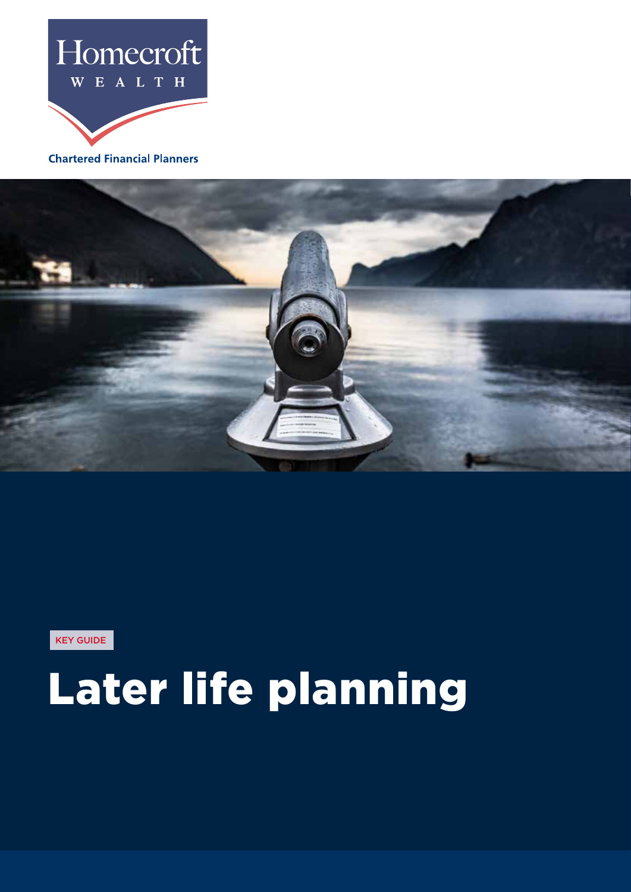Homecroft

WEALTH

Chartered Financial Planners

KEY GUIDE

# Later life planning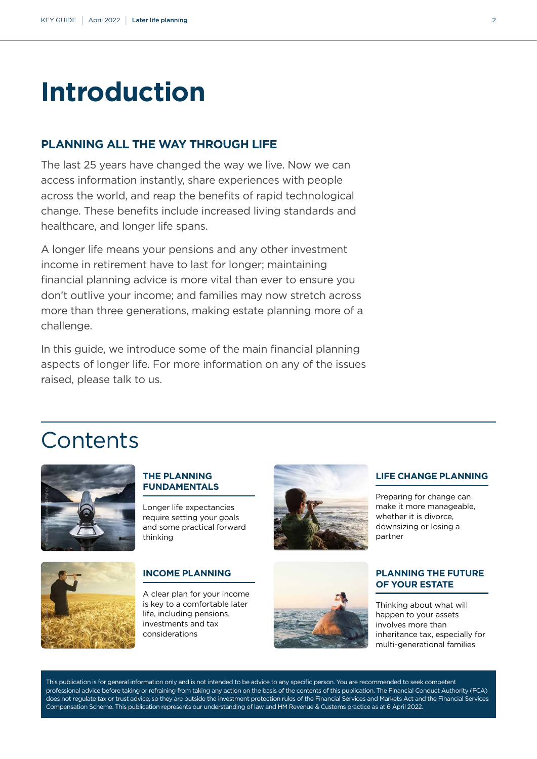# Introduction

## PLANNING ALL THE WAY THROUGH LIFE

The last 25 years have changed the way we live. Now we can access information instantly, share experiences with people across the world, and reap the benefits of rapid technological change. These benefits include increased living standards and healthcare, and longer life spans.

A longer life means your pensions and any other investment income in retirement have to last for longer; maintaining financial planning advice is more vital than ever to ensure you don't outlive your income; and families may now stretch across more than three generations, making estate planning more of a challenge.

In this guide, we introduce some of the main financial planning aspects of longer life. For more information on any of the issues raised, please talk to us.

# Contents

### THE PLANNING FUNDAMENTALS

Longer life expectancies require setting your goals and some practical forward thinking

### LIFE CHANGE PLANNING

Preparing for change can make it more manageable, whether it is divorce, downsizing or losing a partner

### INCOME PLANNING

A clear plan for your income is key to a comfortable later life, including pensions, investments and tax considerations

### PLANNING THE FUTURE OF YOUR ESTATE

Thinking about what will happen to your assets involves more than inheritance tax, especially for multi-generational families

This publication is for general information only and is not intended to be advice to any specific person. You are recommended to seek competent professional advice before taking or refraining from taking any action on the basis of the contents of this publication. The Financial Conduct Authority (FCA) does not regulate tax or trust advice, so they are outside the investment protection rules of the Financial Services and Markets Act and the Financial Services Compensation Scheme. This publication represents our understanding of law and HM Revenue & Customs practice as at 6 April 2022.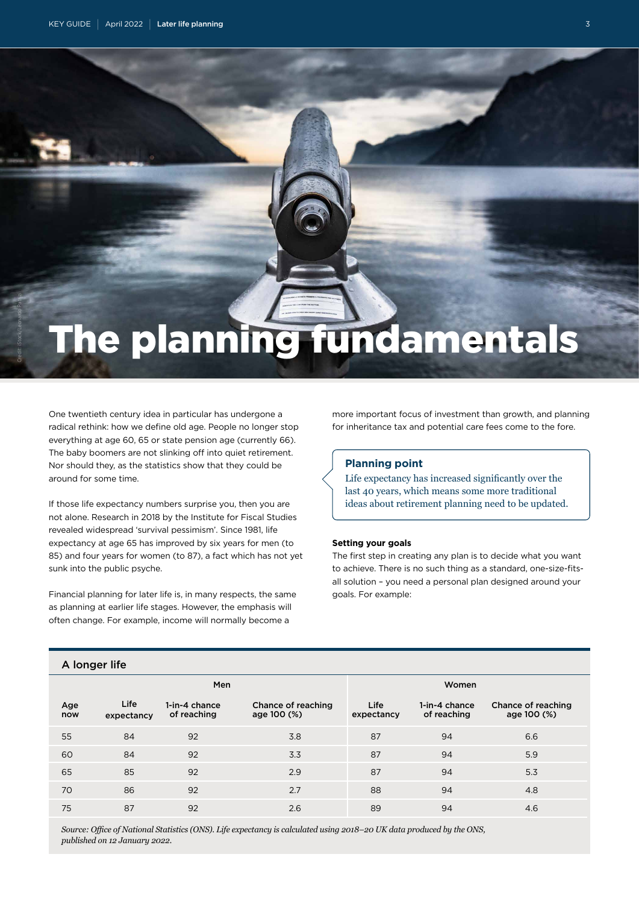# The planning fundamentals

One twentieth century idea in particular has undergone a radical rethink: how we define old age. People no longer stop everything at age 60, 65 or state pension age (currently 66). The baby boomers are not slinking off into quiet retirement. Nor should they, as the statistics show that they could be around for some time.

If those life expectancy numbers surprise you, then you are not alone. Research in 2018 by the Institute for Fiscal Studies revealed widespread 'survival pessimism'. Since 1981, life expectancy at age 65 has improved by six years for men (to 85) and four years for women (to 87), a fact which has not yet sunk into the public psyche.

Financial planning for later life is, in many respects, the same as planning at earlier life stages. However, the emphasis will often change. For example, income will normally become a more important focus of investment than growth, and planning for inheritance tax and potential care fees come to the fore.

> **Planning point**
>
> Life expectancy has increased significantly over the last 40 years, which means some more traditional ideas about retirement planning need to be updated.

**Setting your goals**

The first step in creating any plan is to decide what you want to achieve. There is no such thing as a standard, one-size-fits-all solution – you need a personal plan designed around your goals. For example:

**A longer life**

| | Men | | | Women | | |
|---|---|---|---|---|---|---|
| Age now | Life expectancy | 1-in-4 chance of reaching | Chance of reaching age 100 (%) | Life expectancy | 1-in-4 chance of reaching | Chance of reaching age 100 (%) |
| 55 | 84 | 92 | 3.8 | 87 | 94 | 6.6 |
| 60 | 84 | 92 | 3.3 | 87 | 94 | 5.9 |
| 65 | 85 | 92 | 2.9 | 87 | 94 | 5.3 |
| 70 | 86 | 92 | 2.7 | 88 | 94 | 4.8 |
| 75 | 87 | 92 | 2.6 | 89 | 94 | 4.6 |

*Source: Office of National Statistics (ONS). Life expectancy is calculated using 2018–20 UK data produced by the ONS, published on 12 January 2022.*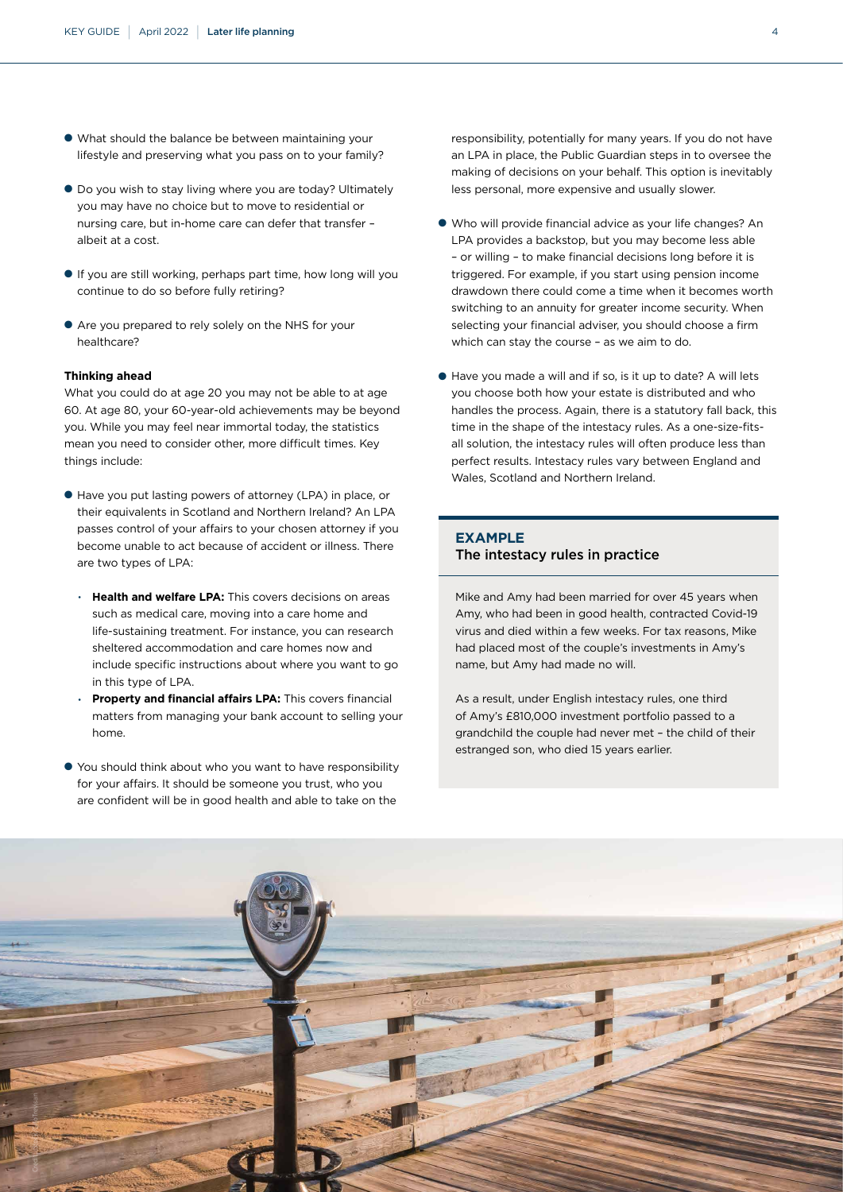- What should the balance be between maintaining your lifestyle and preserving what you pass on to your family?
- Do you wish to stay living where you are today? Ultimately you may have no choice but to move to residential or nursing care, but in-home care can defer that transfer – albeit at a cost.
- If you are still working, perhaps part time, how long will you continue to do so before fully retiring?
- Are you prepared to rely solely on the NHS for your healthcare?

**Thinking ahead**

What you could do at age 20 you may not be able to at age 60. At age 80, your 60-year-old achievements may be beyond you. While you may feel near immortal today, the statistics mean you need to consider other, more difficult times. Key things include:

- Have you put lasting powers of attorney (LPA) in place, or their equivalents in Scotland and Northern Ireland? An LPA passes control of your affairs to your chosen attorney if you become unable to act because of accident or illness. There are two types of LPA:
  - **Health and welfare LPA:** This covers decisions on areas such as medical care, moving into a care home and life-sustaining treatment. For instance, you can research sheltered accommodation and care homes now and include specific instructions about where you want to go in this type of LPA.
  - **Property and financial affairs LPA:** This covers financial matters from managing your bank account to selling your home.
- You should think about who you want to have responsibility for your affairs. It should be someone you trust, who you are confident will be in good health and able to take on the responsibility, potentially for many years. If you do not have an LPA in place, the Public Guardian steps in to oversee the making of decisions on your behalf. This option is inevitably less personal, more expensive and usually slower.
- Who will provide financial advice as your life changes? An LPA provides a backstop, but you may become less able – or willing – to make financial decisions long before it is triggered. For example, if you start using pension income drawdown there could come a time when it becomes worth switching to an annuity for greater income security. When selecting your financial adviser, you should choose a firm which can stay the course – as we aim to do.
- Have you made a will and if so, is it up to date? A will lets you choose both how your estate is distributed and who handles the process. Again, there is a statutory fall back, this time in the shape of the intestacy rules. As a one-size-fits-all solution, the intestacy rules will often produce less than perfect results. Intestacy rules vary between England and Wales, Scotland and Northern Ireland.

**EXAMPLE**

**The intestacy rules in practice**

Mike and Amy had been married for over 45 years when Amy, who had been in good health, contracted Covid-19 virus and died within a few weeks. For tax reasons, Mike had placed most of the couple's investments in Amy's name, but Amy had made no will.

As a result, under English intestacy rules, one third of Amy's £810,000 investment portfolio passed to a grandchild the couple had never met – the child of their estranged son, who died 15 years earlier.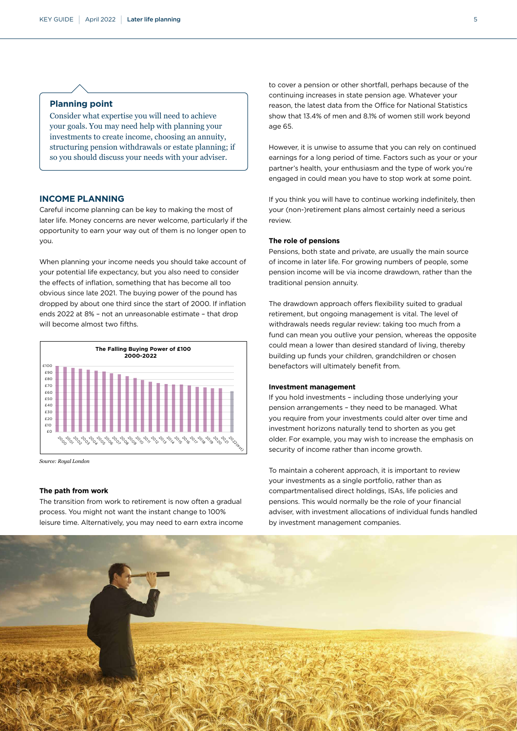> **Planning point**
>
> Consider what expertise you will need to achieve your goals. You may need help with planning your investments to create income, choosing an annuity, structuring pension withdrawals or estate planning; if so you should discuss your needs with your adviser.

## INCOME PLANNING

Careful income planning can be key to making the most of later life. Money concerns are never welcome, particularly if the opportunity to earn your way out of them is no longer open to you.

When planning your income needs you should take account of your potential life expectancy, but you also need to consider the effects of inflation, something that has become all too obvious since late 2021. The buying power of the pound has dropped by about one third since the start of 2000. If inflation ends 2022 at 8% – not an unreasonable estimate – that drop will become almost two fifths.

**The Falling Buying Power of £100 2000-2022**

*Source: Royal London*

### The path from work

The transition from work to retirement is now often a gradual process. You might not want the instant change to 100% leisure time. Alternatively, you may need to earn extra income to cover a pension or other shortfall, perhaps because of the continuing increases in state pension age. Whatever your reason, the latest data from the Office for National Statistics show that 13.4% of men and 8.1% of women still work beyond age 65.

However, it is unwise to assume that you can rely on continued earnings for a long period of time. Factors such as your or your partner's health, your enthusiasm and the type of work you're engaged in could mean you have to stop work at some point.

If you think you will have to continue working indefinitely, then your (non-)retirement plans almost certainly need a serious review.

### The role of pensions

Pensions, both state and private, are usually the main source of income in later life. For growing numbers of people, some pension income will be via income drawdown, rather than the traditional pension annuity.

The drawdown approach offers flexibility suited to gradual retirement, but ongoing management is vital. The level of withdrawals needs regular review: taking too much from a fund can mean you outlive your pension, whereas the opposite could mean a lower than desired standard of living, thereby building up funds your children, grandchildren or chosen benefactors will ultimately benefit from.

### Investment management

If you hold investments – including those underlying your pension arrangements – they need to be managed. What you require from your investments could alter over time and investment horizons naturally tend to shorten as you get older. For example, you may wish to increase the emphasis on security of income rather than income growth.

To maintain a coherent approach, it is important to review your investments as a single portfolio, rather than as compartmentalised direct holdings, ISAs, life policies and pensions. This would normally be the role of your financial adviser, with investment allocations of individual funds handled by investment management companies.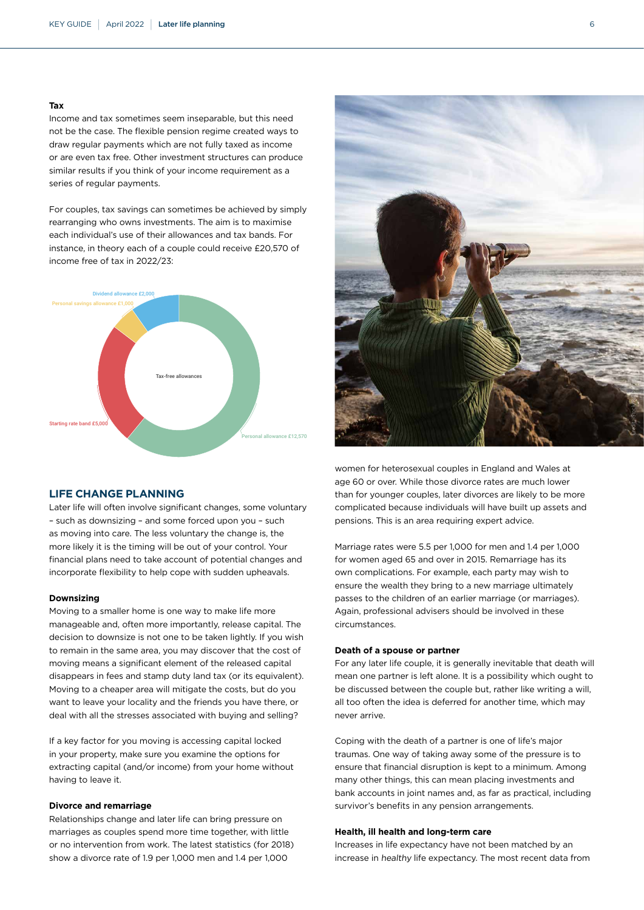**Tax**

Income and tax sometimes seem inseparable, but this need not be the case. The flexible pension regime created ways to draw regular payments which are not fully taxed as income or are even tax free. Other investment structures can produce similar results if you think of your income requirement as a series of regular payments.

For couples, tax savings can sometimes be achieved by simply rearranging who owns investments. The aim is to maximise each individual's use of their allowances and tax bands. For instance, in theory each of a couple could receive £20,570 of income free of tax in 2022/23:

Tax-free allowances

- Personal allowance £12,570
- Starting rate band £5,000
- Personal savings allowance £1,000
- Dividend allowance £2,000

## LIFE CHANGE PLANNING

Later life will often involve significant changes, some voluntary – such as downsizing – and some forced upon you – such as moving into care. The less voluntary the change is, the more likely it is the timing will be out of your control. Your financial plans need to take account of potential changes and incorporate flexibility to help cope with sudden upheavals.

**Downsizing**

Moving to a smaller home is one way to make life more manageable and, often more importantly, release capital. The decision to downsize is not one to be taken lightly. If you wish to remain in the same area, you may discover that the cost of moving means a significant element of the released capital disappears in fees and stamp duty land tax (or its equivalent). Moving to a cheaper area will mitigate the costs, but do you want to leave your locality and the friends you have there, or deal with all the stresses associated with buying and selling?

If a key factor for you moving is accessing capital locked in your property, make sure you examine the options for extracting capital (and/or income) from your home without having to leave it.

**Divorce and remarriage**

Relationships change and later life can bring pressure on marriages as couples spend more time together, with little or no intervention from work. The latest statistics (for 2018) show a divorce rate of 1.9 per 1,000 men and 1.4 per 1,000 women for heterosexual couples in England and Wales at age 60 or over. While those divorce rates are much lower than for younger couples, later divorces are likely to be more complicated because individuals will have built up assets and pensions. This is an area requiring expert advice.

Marriage rates were 5.5 per 1,000 for men and 1.4 per 1,000 for women aged 65 and over in 2015. Remarriage has its own complications. For example, each party may wish to ensure the wealth they bring to a new marriage ultimately passes to the children of an earlier marriage (or marriages). Again, professional advisers should be involved in these circumstances.

**Death of a spouse or partner**

For any later life couple, it is generally inevitable that death will mean one partner is left alone. It is a possibility which ought to be discussed between the couple but, rather like writing a will, all too often the idea is deferred for another time, which may never arrive.

Coping with the death of a partner is one of life's major traumas. One way of taking away some of the pressure is to ensure that financial disruption is kept to a minimum. Among many other things, this can mean placing investments and bank accounts in joint names and, as far as practical, including survivor's benefits in any pension arrangements.

**Health, ill health and long-term care**

Increases in life expectancy have not been matched by an increase in *healthy* life expectancy. The most recent data from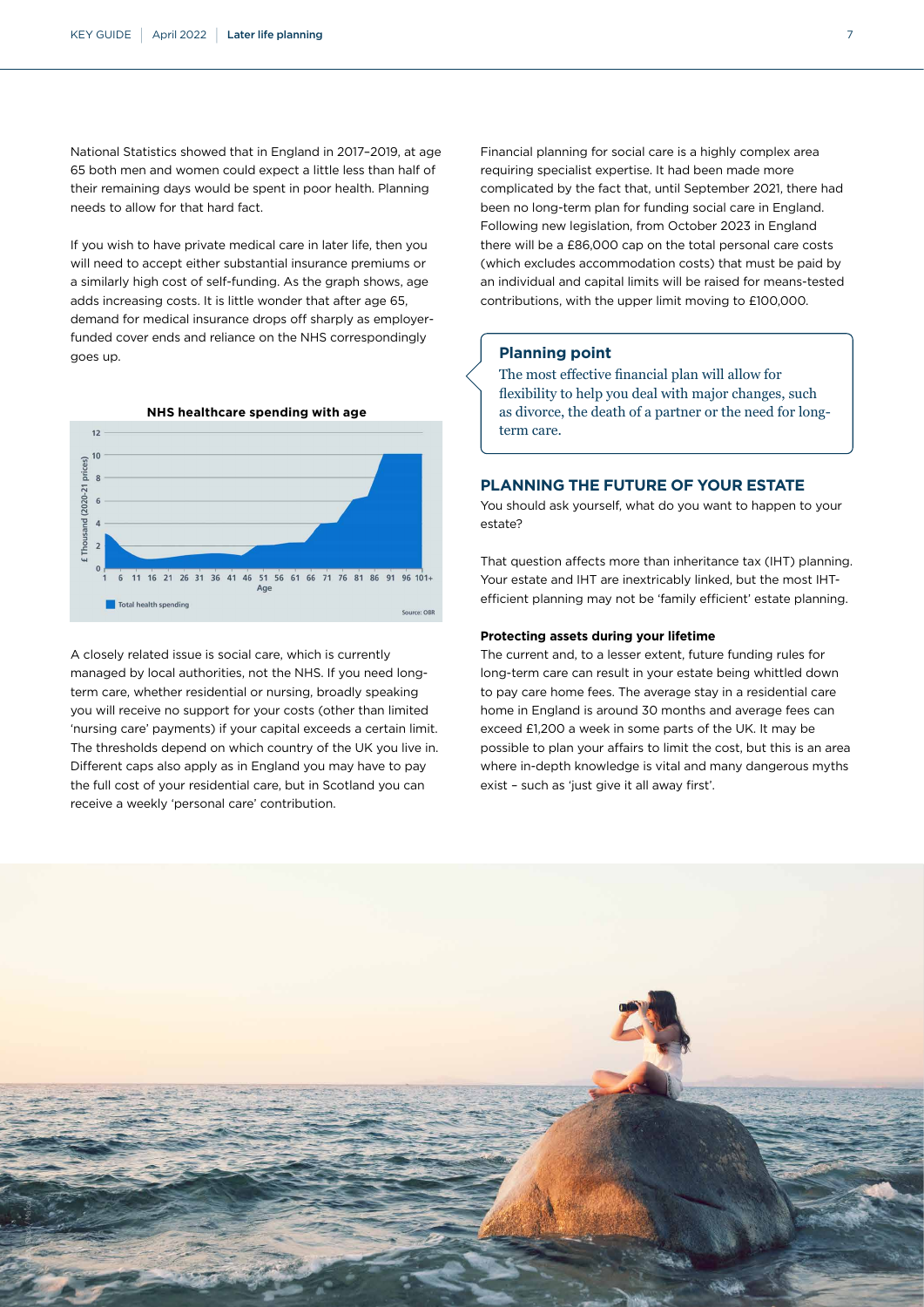National Statistics showed that in England in 2017–2019, at age 65 both men and women could expect a little less than half of their remaining days would be spent in poor health. Planning needs to allow for that hard fact.

If you wish to have private medical care in later life, then you will need to accept either substantial insurance premiums or a similarly high cost of self-funding. As the graph shows, age adds increasing costs. It is little wonder that after age 65, demand for medical insurance drops off sharply as employer-funded cover ends and reliance on the NHS correspondingly goes up.

**NHS healthcare spending with age**

Source: OBR

A closely related issue is social care, which is currently managed by local authorities, not the NHS. If you need long-term care, whether residential or nursing, broadly speaking you will receive no support for your costs (other than limited 'nursing care' payments) if your capital exceeds a certain limit. The thresholds depend on which country of the UK you live in. Different caps also apply as in England you may have to pay the full cost of your residential care, but in Scotland you can receive a weekly 'personal care' contribution.

Financial planning for social care is a highly complex area requiring specialist expertise. It had been made more complicated by the fact that, until September 2021, there had been no long-term plan for funding social care in England. Following new legislation, from October 2023 in England there will be a £86,000 cap on the total personal care costs (which excludes accommodation costs) that must be paid by an individual and capital limits will be raised for means-tested contributions, with the upper limit moving to £100,000.

> **Planning point**
>
> The most effective financial plan will allow for flexibility to help you deal with major changes, such as divorce, the death of a partner or the need for long-term care.

## PLANNING THE FUTURE OF YOUR ESTATE

You should ask yourself, what do you want to happen to your estate?

That question affects more than inheritance tax (IHT) planning. Your estate and IHT are inextricably linked, but the most IHT-efficient planning may not be 'family efficient' estate planning.

### Protecting assets during your lifetime

The current and, to a lesser extent, future funding rules for long-term care can result in your estate being whittled down to pay care home fees. The average stay in a residential care home in England is around 30 months and average fees can exceed £1,200 a week in some parts of the UK. It may be possible to plan your affairs to limit the cost, but this is an area where in-depth knowledge is vital and many dangerous myths exist – such as 'just give it all away first'.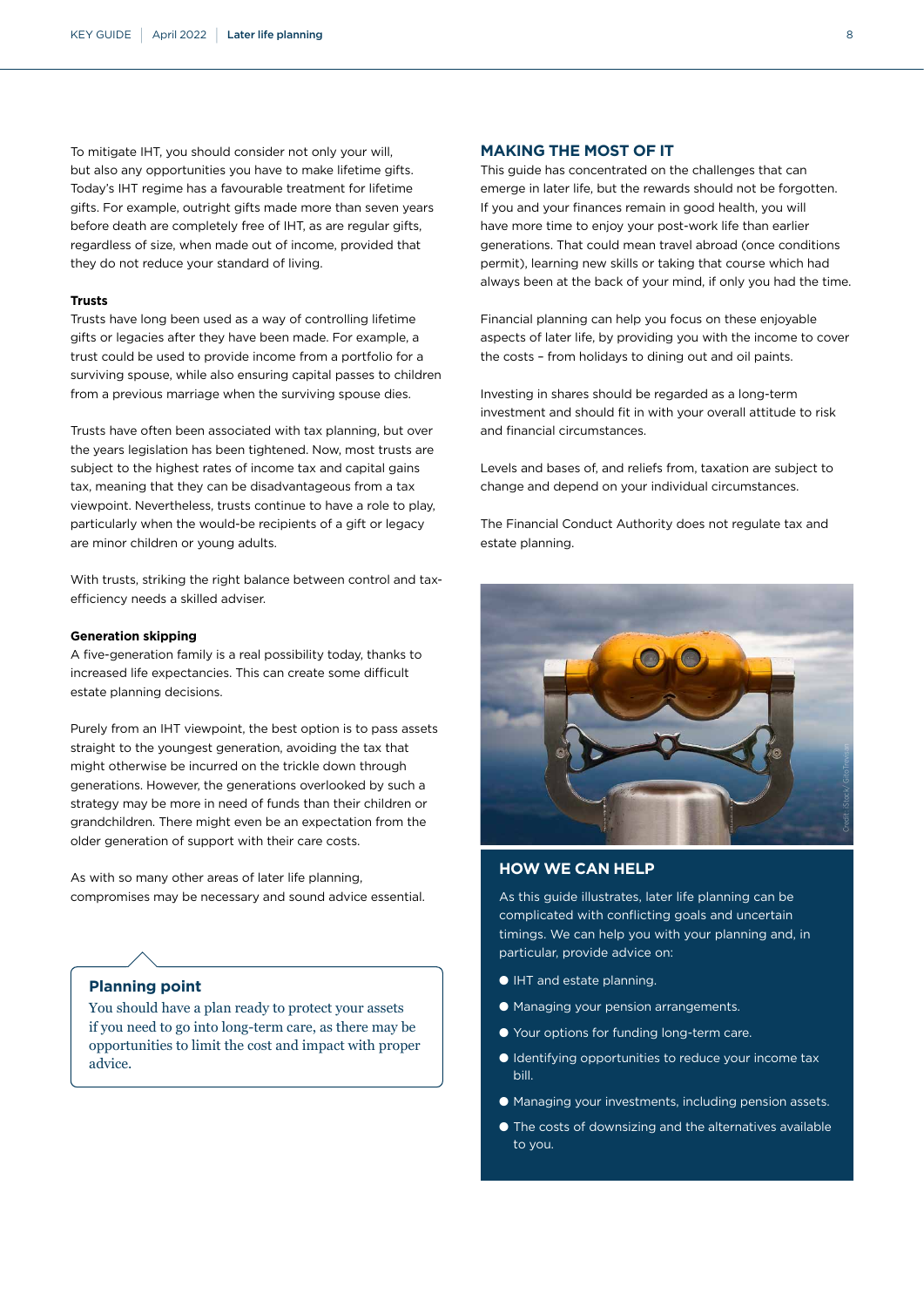To mitigate IHT, you should consider not only your will, but also any opportunities you have to make lifetime gifts. Today's IHT regime has a favourable treatment for lifetime gifts. For example, outright gifts made more than seven years before death are completely free of IHT, as are regular gifts, regardless of size, when made out of income, provided that they do not reduce your standard of living.

**Trusts**

Trusts have long been used as a way of controlling lifetime gifts or legacies after they have been made. For example, a trust could be used to provide income from a portfolio for a surviving spouse, while also ensuring capital passes to children from a previous marriage when the surviving spouse dies.

Trusts have often been associated with tax planning, but over the years legislation has been tightened. Now, most trusts are subject to the highest rates of income tax and capital gains tax, meaning that they can be disadvantageous from a tax viewpoint. Nevertheless, trusts continue to have a role to play, particularly when the would-be recipients of a gift or legacy are minor children or young adults.

With trusts, striking the right balance between control and tax-efficiency needs a skilled adviser.

**Generation skipping**

A five-generation family is a real possibility today, thanks to increased life expectancies. This can create some difficult estate planning decisions.

Purely from an IHT viewpoint, the best option is to pass assets straight to the youngest generation, avoiding the tax that might otherwise be incurred on the trickle down through generations. However, the generations overlooked by such a strategy may be more in need of funds than their children or grandchildren. There might even be an expectation from the older generation of support with their care costs.

As with so many other areas of later life planning, compromises may be necessary and sound advice essential.

### Planning point

You should have a plan ready to protect your assets if you need to go into long-term care, as there may be opportunities to limit the cost and impact with proper advice.

## MAKING THE MOST OF IT

This guide has concentrated on the challenges that can emerge in later life, but the rewards should not be forgotten. If you and your finances remain in good health, you will have more time to enjoy your post-work life than earlier generations. That could mean travel abroad (once conditions permit), learning new skills or taking that course which had always been at the back of your mind, if only you had the time.

Financial planning can help you focus on these enjoyable aspects of later life, by providing you with the income to cover the costs – from holidays to dining out and oil paints.

Investing in shares should be regarded as a long-term investment and should fit in with your overall attitude to risk and financial circumstances.

Levels and bases of, and reliefs from, taxation are subject to change and depend on your individual circumstances.

The Financial Conduct Authority does not regulate tax and estate planning.

## HOW WE CAN HELP

As this guide illustrates, later life planning can be complicated with conflicting goals and uncertain timings. We can help you with your planning and, in particular, provide advice on:

- IHT and estate planning.
- Managing your pension arrangements.
- Your options for funding long-term care.
- Identifying opportunities to reduce your income tax bill.
- Managing your investments, including pension assets.
- The costs of downsizing and the alternatives available to you.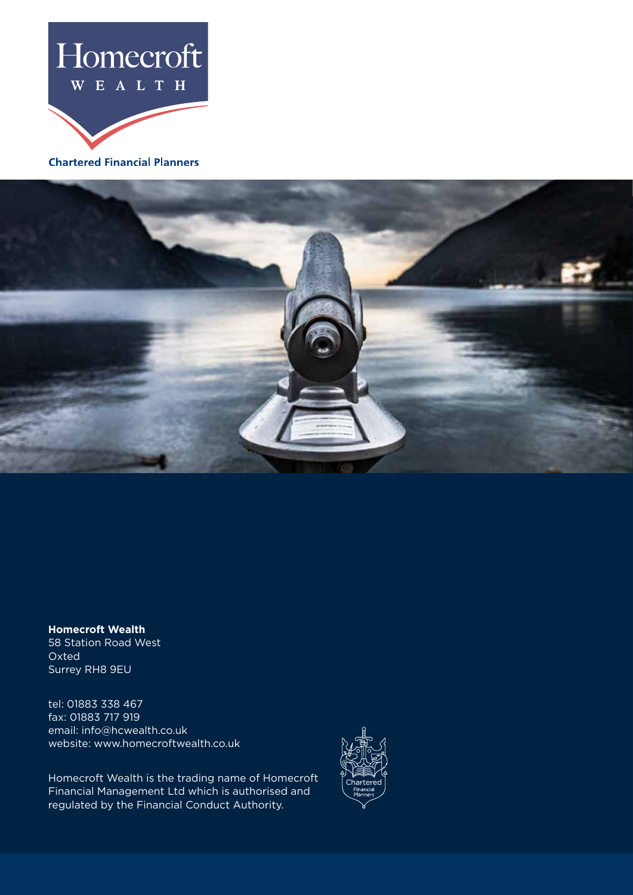Homecroft

WEALTH

Chartered Financial Planners

**Homecroft Wealth**
58 Station Road West
Oxted
Surrey RH8 9EU

tel: 01883 338 467
fax: 01883 717 919
email: info@hcwealth.co.uk
website: www.homecroftwealth.co.uk

Homecroft Wealth is the trading name of Homecroft Financial Management Ltd which is authorised and regulated by the Financial Conduct Authority.

Chartered Financial Planners